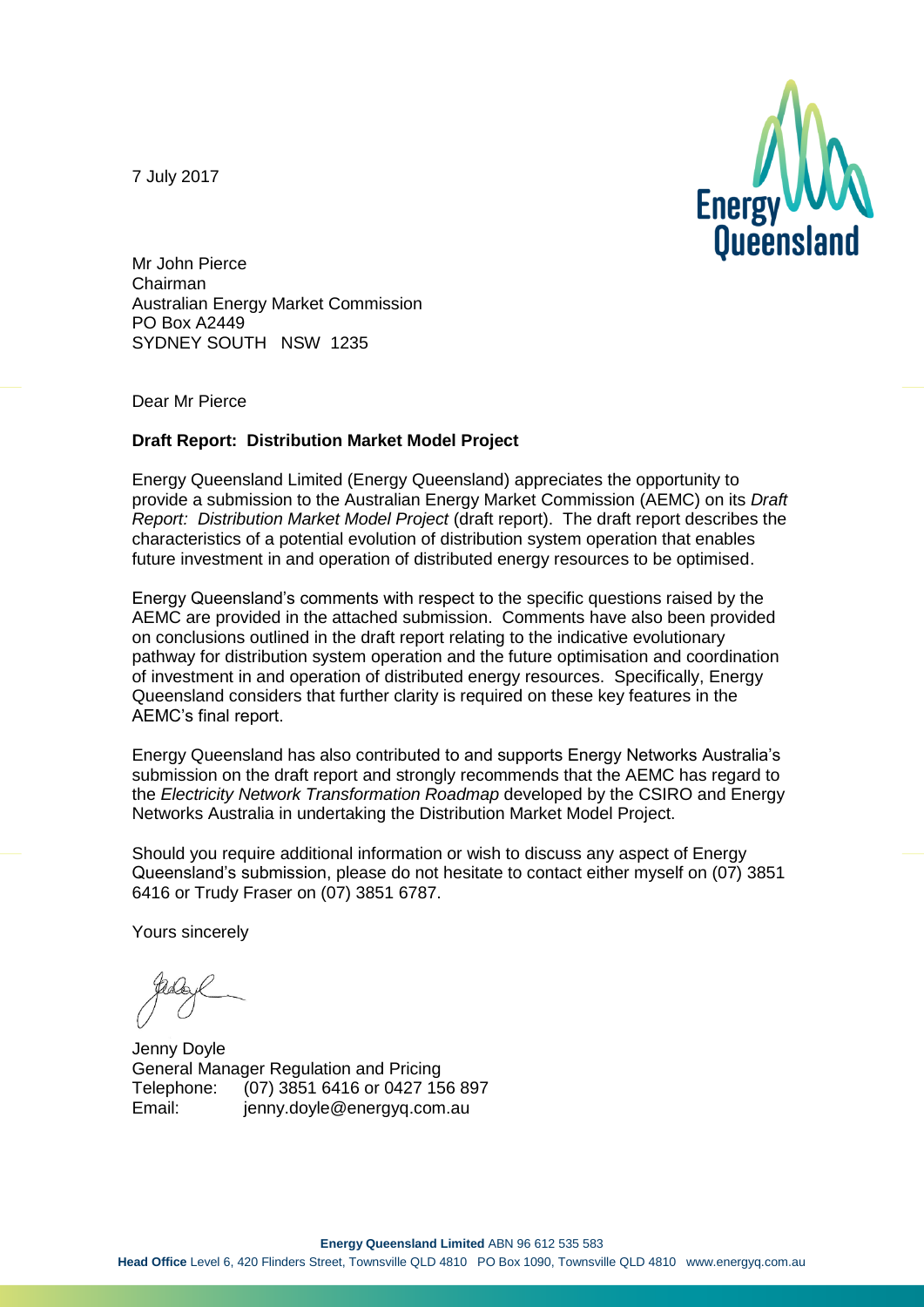7 July 2017

Mr John Pierce
Chairman
Australian Energy Market Commission
PO Box A2449
SYDNEY SOUTH NSW 1235

Dear Mr Pierce

**Draft Report: Distribution Market Model Project**

Energy Queensland Limited (Energy Queensland) appreciates the opportunity to provide a submission to the Australian Energy Market Commission (AEMC) on its *Draft Report: Distribution Market Model Project* (draft report). The draft report describes the characteristics of a potential evolution of distribution system operation that enables future investment in and operation of distributed energy resources to be optimised.

Energy Queensland's comments with respect to the specific questions raised by the AEMC are provided in the attached submission. Comments have also been provided on conclusions outlined in the draft report relating to the indicative evolutionary pathway for distribution system operation and the future optimisation and coordination of investment in and operation of distributed energy resources. Specifically, Energy Queensland considers that further clarity is required on these key features in the AEMC's final report.

Energy Queensland has also contributed to and supports Energy Networks Australia's submission on the draft report and strongly recommends that the AEMC has regard to the *Electricity Network Transformation Roadmap* developed by the CSIRO and Energy Networks Australia in undertaking the Distribution Market Model Project.

Should you require additional information or wish to discuss any aspect of Energy Queensland's submission, please do not hesitate to contact either myself on (07) 3851 6416 or Trudy Fraser on (07) 3851 6787.

Yours sincerely

Jenny Doyle
General Manager Regulation and Pricing
Telephone: (07) 3851 6416 or 0427 156 897
Email: jenny.doyle@energyq.com.au

**Energy Queensland Limited** ABN 96 612 535 583
**Head Office** Level 6, 420 Flinders Street, Townsville QLD 4810 PO Box 1090, Townsville QLD 4810 www.energyq.com.au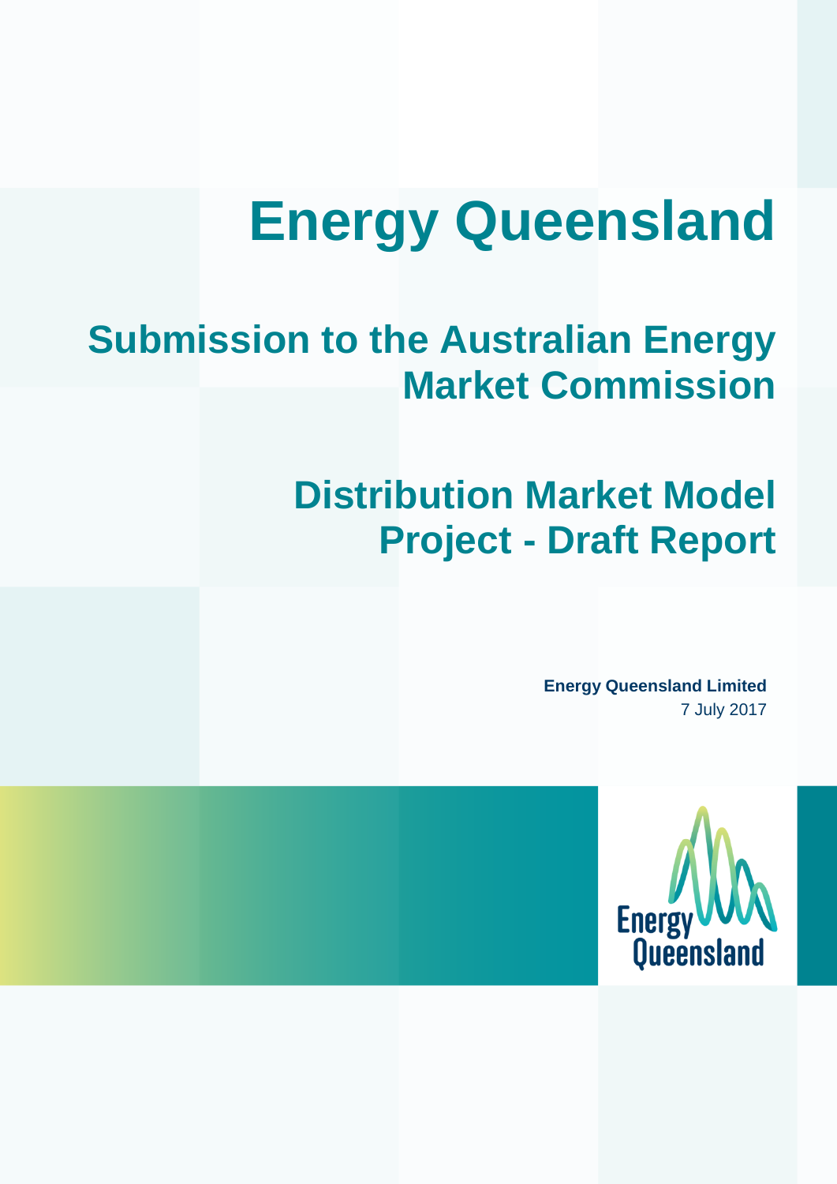# Energy Queensland

## Submission to the Australian Energy Market Commission

## Distribution Market Model Project - Draft Report

**Energy Queensland Limited**
7 July 2017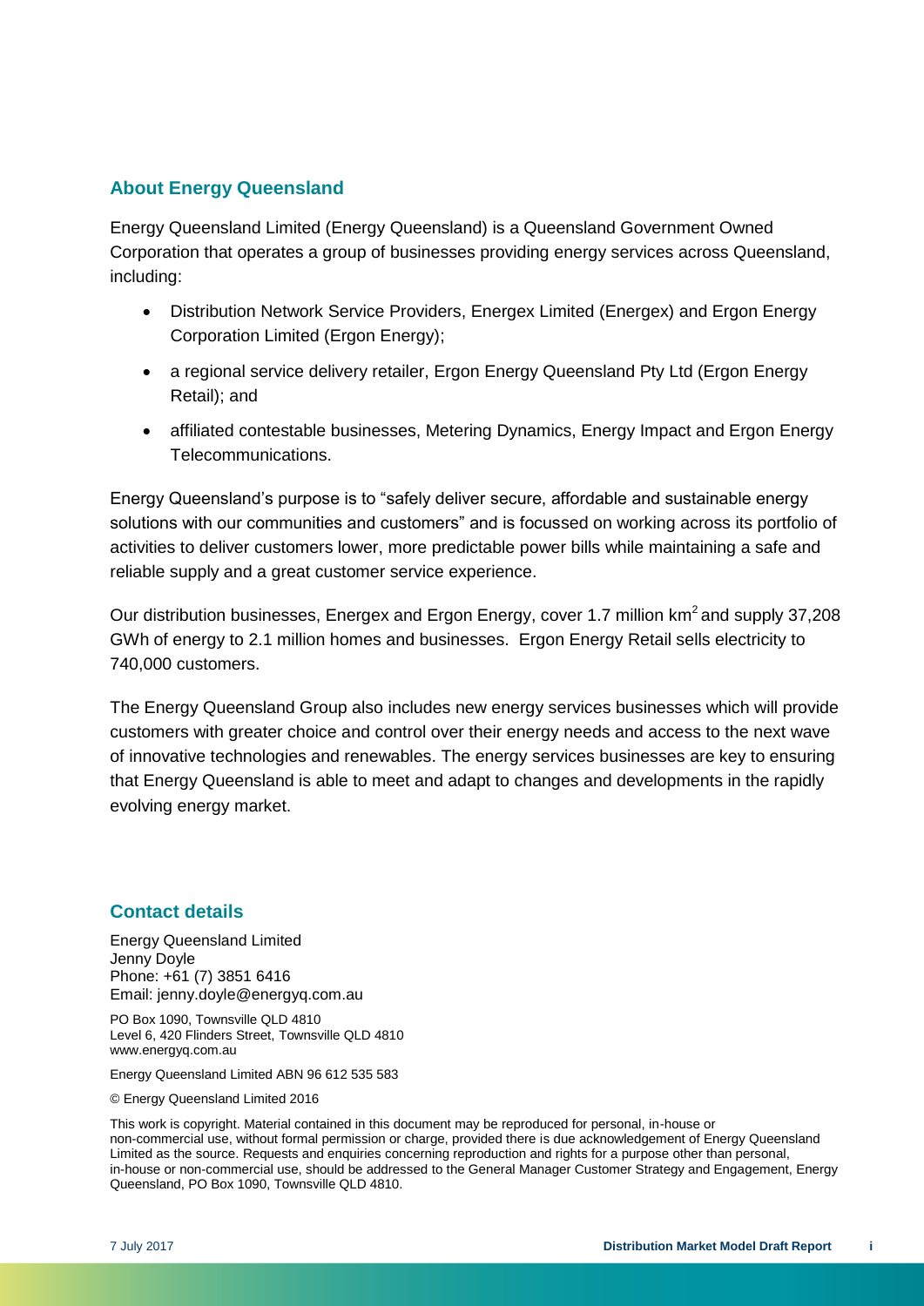## About Energy Queensland

Energy Queensland Limited (Energy Queensland) is a Queensland Government Owned Corporation that operates a group of businesses providing energy services across Queensland, including:

- Distribution Network Service Providers, Energex Limited (Energex) and Ergon Energy Corporation Limited (Ergon Energy);
- a regional service delivery retailer, Ergon Energy Queensland Pty Ltd (Ergon Energy Retail); and
- affiliated contestable businesses, Metering Dynamics, Energy Impact and Ergon Energy Telecommunications.

Energy Queensland's purpose is to "safely deliver secure, affordable and sustainable energy solutions with our communities and customers" and is focussed on working across its portfolio of activities to deliver customers lower, more predictable power bills while maintaining a safe and reliable supply and a great customer service experience.

Our distribution businesses, Energex and Ergon Energy, cover 1.7 million $km^2$ and supply 37,208 GWh of energy to 2.1 million homes and businesses. Ergon Energy Retail sells electricity to 740,000 customers.

The Energy Queensland Group also includes new energy services businesses which will provide customers with greater choice and control over their energy needs and access to the next wave of innovative technologies and renewables. The energy services businesses are key to ensuring that Energy Queensland is able to meet and adapt to changes and developments in the rapidly evolving energy market.

## Contact details

Energy Queensland Limited
Jenny Doyle
Phone: +61 (7) 3851 6416
Email: jenny.doyle@energyq.com.au

PO Box 1090, Townsville QLD 4810
Level 6, 420 Flinders Street, Townsville QLD 4810
www.energyq.com.au

Energy Queensland Limited ABN 96 612 535 583

© Energy Queensland Limited 2016

This work is copyright. Material contained in this document may be reproduced for personal, in-house or non-commercial use, without formal permission or charge, provided there is due acknowledgement of Energy Queensland Limited as the source. Requests and enquiries concerning reproduction and rights for a purpose other than personal, in-house or non-commercial use, should be addressed to the General Manager Customer Strategy and Engagement, Energy Queensland, PO Box 1090, Townsville QLD 4810.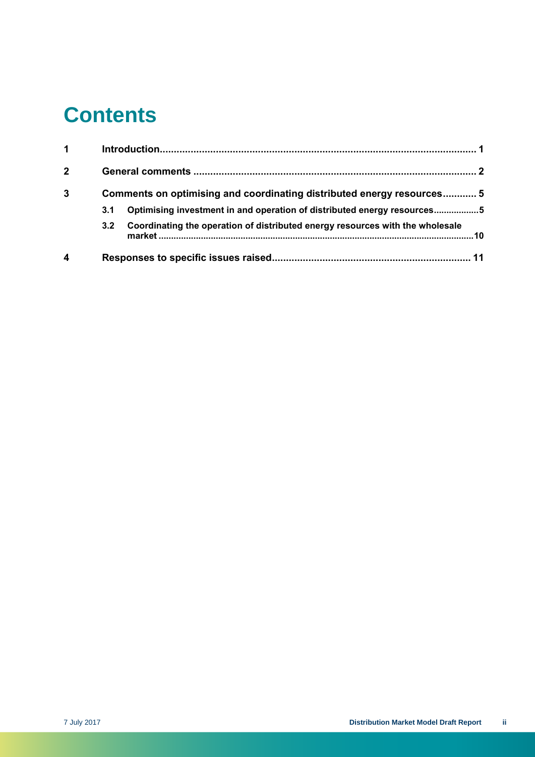# Contents

| | | |
|---|---|---|
| **1** | **Introduction** | **1** |
| **2** | **General comments** | **2** |
| **3** | **Comments on optimising and coordinating distributed energy resources** | **5** |
| | **3.1 Optimising investment in and operation of distributed energy resources** | **5** |
| | **3.2 Coordinating the operation of distributed energy resources with the wholesale market** | **10** |
| **4** | **Responses to specific issues raised** | **11** |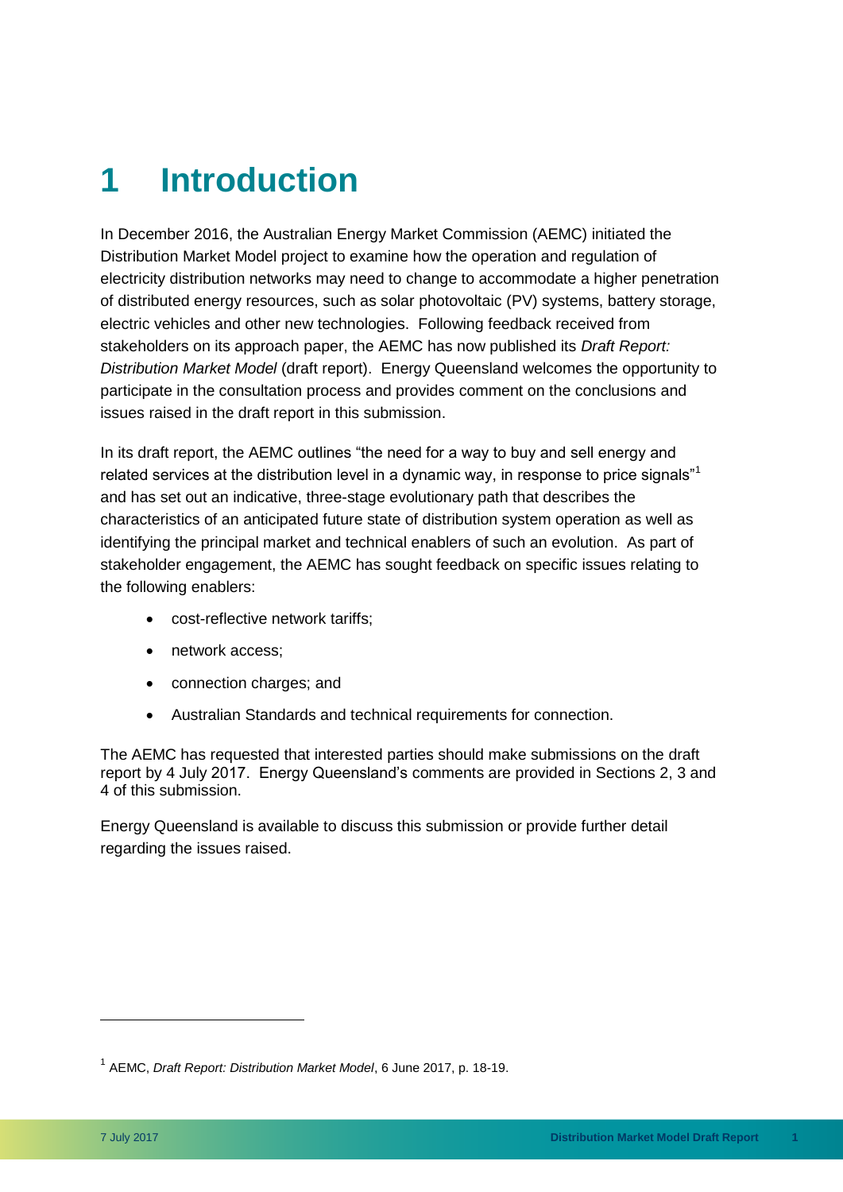# 1 Introduction

In December 2016, the Australian Energy Market Commission (AEMC) initiated the Distribution Market Model project to examine how the operation and regulation of electricity distribution networks may need to change to accommodate a higher penetration of distributed energy resources, such as solar photovoltaic (PV) systems, battery storage, electric vehicles and other new technologies. Following feedback received from stakeholders on its approach paper, the AEMC has now published its *Draft Report: Distribution Market Model* (draft report). Energy Queensland welcomes the opportunity to participate in the consultation process and provides comment on the conclusions and issues raised in the draft report in this submission.

In its draft report, the AEMC outlines "the need for a way to buy and sell energy and related services at the distribution level in a dynamic way, in response to price signals"[1] and has set out an indicative, three-stage evolutionary path that describes the characteristics of an anticipated future state of distribution system operation as well as identifying the principal market and technical enablers of such an evolution. As part of stakeholder engagement, the AEMC has sought feedback on specific issues relating to the following enablers:

- cost-reflective network tariffs;
- network access;
- connection charges; and
- Australian Standards and technical requirements for connection.

The AEMC has requested that interested parties should make submissions on the draft report by 4 July 2017. Energy Queensland's comments are provided in Sections 2, 3 and 4 of this submission.

Energy Queensland is available to discuss this submission or provide further detail regarding the issues raised.

---

[1] AEMC, *Draft Report: Distribution Market Model*, 6 June 2017, p. 18-19.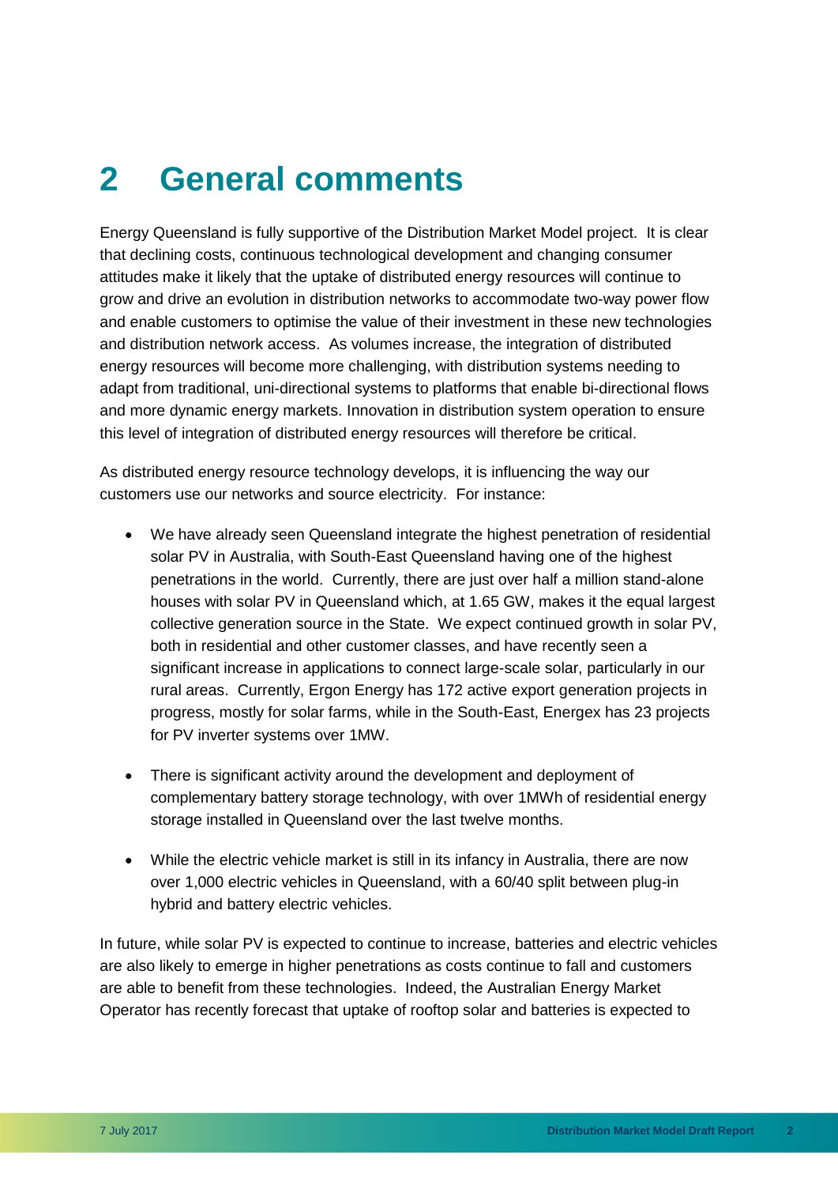# 2 General comments

Energy Queensland is fully supportive of the Distribution Market Model project. It is clear that declining costs, continuous technological development and changing consumer attitudes make it likely that the uptake of distributed energy resources will continue to grow and drive an evolution in distribution networks to accommodate two-way power flow and enable customers to optimise the value of their investment in these new technologies and distribution network access. As volumes increase, the integration of distributed energy resources will become more challenging, with distribution systems needing to adapt from traditional, uni-directional systems to platforms that enable bi-directional flows and more dynamic energy markets. Innovation in distribution system operation to ensure this level of integration of distributed energy resources will therefore be critical.

As distributed energy resource technology develops, it is influencing the way our customers use our networks and source electricity. For instance:

- We have already seen Queensland integrate the highest penetration of residential solar PV in Australia, with South-East Queensland having one of the highest penetrations in the world. Currently, there are just over half a million stand-alone houses with solar PV in Queensland which, at 1.65 GW, makes it the equal largest collective generation source in the State. We expect continued growth in solar PV, both in residential and other customer classes, and have recently seen a significant increase in applications to connect large-scale solar, particularly in our rural areas. Currently, Ergon Energy has 172 active export generation projects in progress, mostly for solar farms, while in the South-East, Energex has 23 projects for PV inverter systems over 1MW.

- There is significant activity around the development and deployment of complementary battery storage technology, with over 1MWh of residential energy storage installed in Queensland over the last twelve months.

- While the electric vehicle market is still in its infancy in Australia, there are now over 1,000 electric vehicles in Queensland, with a 60/40 split between plug-in hybrid and battery electric vehicles.

In future, while solar PV is expected to continue to increase, batteries and electric vehicles are also likely to emerge in higher penetrations as costs continue to fall and customers are able to benefit from these technologies. Indeed, the Australian Energy Market Operator has recently forecast that uptake of rooftop solar and batteries is expected to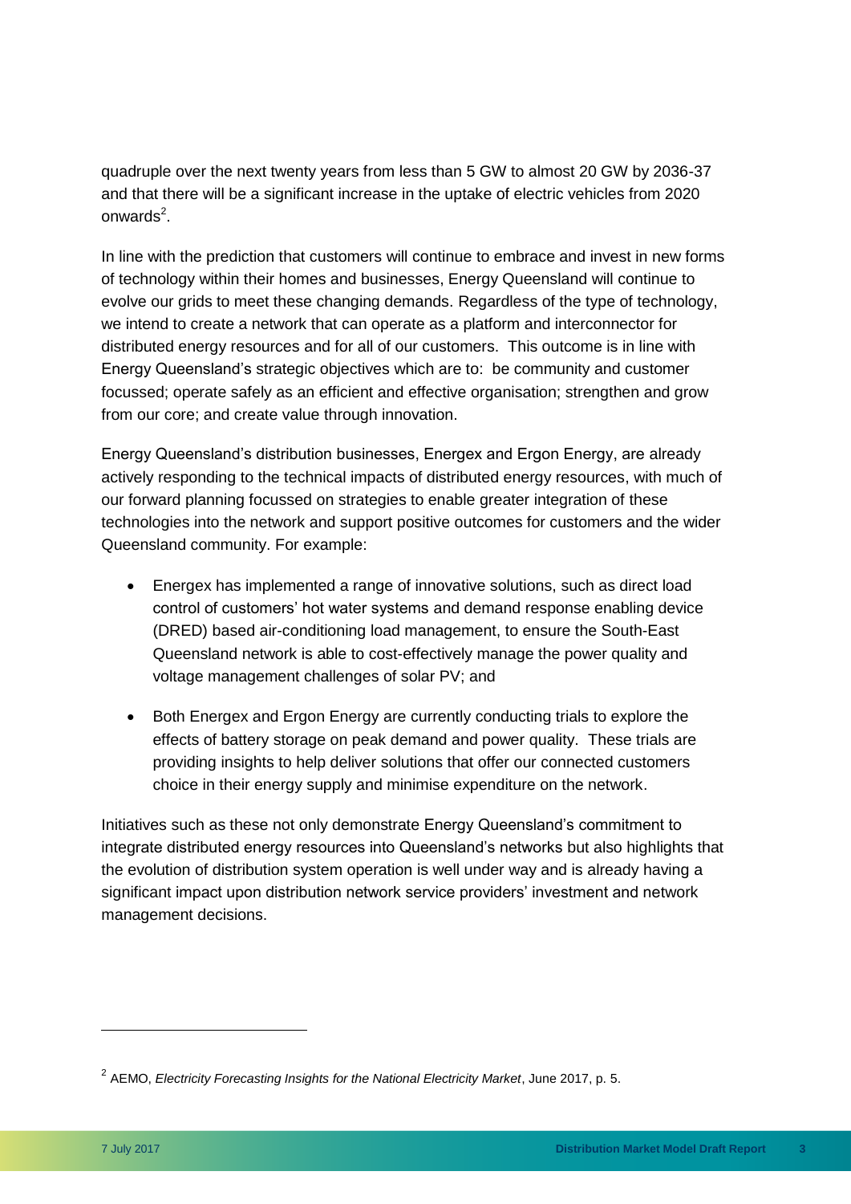quadruple over the next twenty years from less than 5 GW to almost 20 GW by 2036-37 and that there will be a significant increase in the uptake of electric vehicles from 2020 onwards[2].

In line with the prediction that customers will continue to embrace and invest in new forms of technology within their homes and businesses, Energy Queensland will continue to evolve our grids to meet these changing demands. Regardless of the type of technology, we intend to create a network that can operate as a platform and interconnector for distributed energy resources and for all of our customers. This outcome is in line with Energy Queensland's strategic objectives which are to: be community and customer focussed; operate safely as an efficient and effective organisation; strengthen and grow from our core; and create value through innovation.

Energy Queensland's distribution businesses, Energex and Ergon Energy, are already actively responding to the technical impacts of distributed energy resources, with much of our forward planning focussed on strategies to enable greater integration of these technologies into the network and support positive outcomes for customers and the wider Queensland community. For example:

- Energex has implemented a range of innovative solutions, such as direct load control of customers' hot water systems and demand response enabling device (DRED) based air-conditioning load management, to ensure the South-East Queensland network is able to cost-effectively manage the power quality and voltage management challenges of solar PV; and
- Both Energex and Ergon Energy are currently conducting trials to explore the effects of battery storage on peak demand and power quality. These trials are providing insights to help deliver solutions that offer our connected customers choice in their energy supply and minimise expenditure on the network.

Initiatives such as these not only demonstrate Energy Queensland's commitment to integrate distributed energy resources into Queensland's networks but also highlights that the evolution of distribution system operation is well under way and is already having a significant impact upon distribution network service providers' investment and network management decisions.

[2] AEMO, *Electricity Forecasting Insights for the National Electricity Market*, June 2017, p. 5.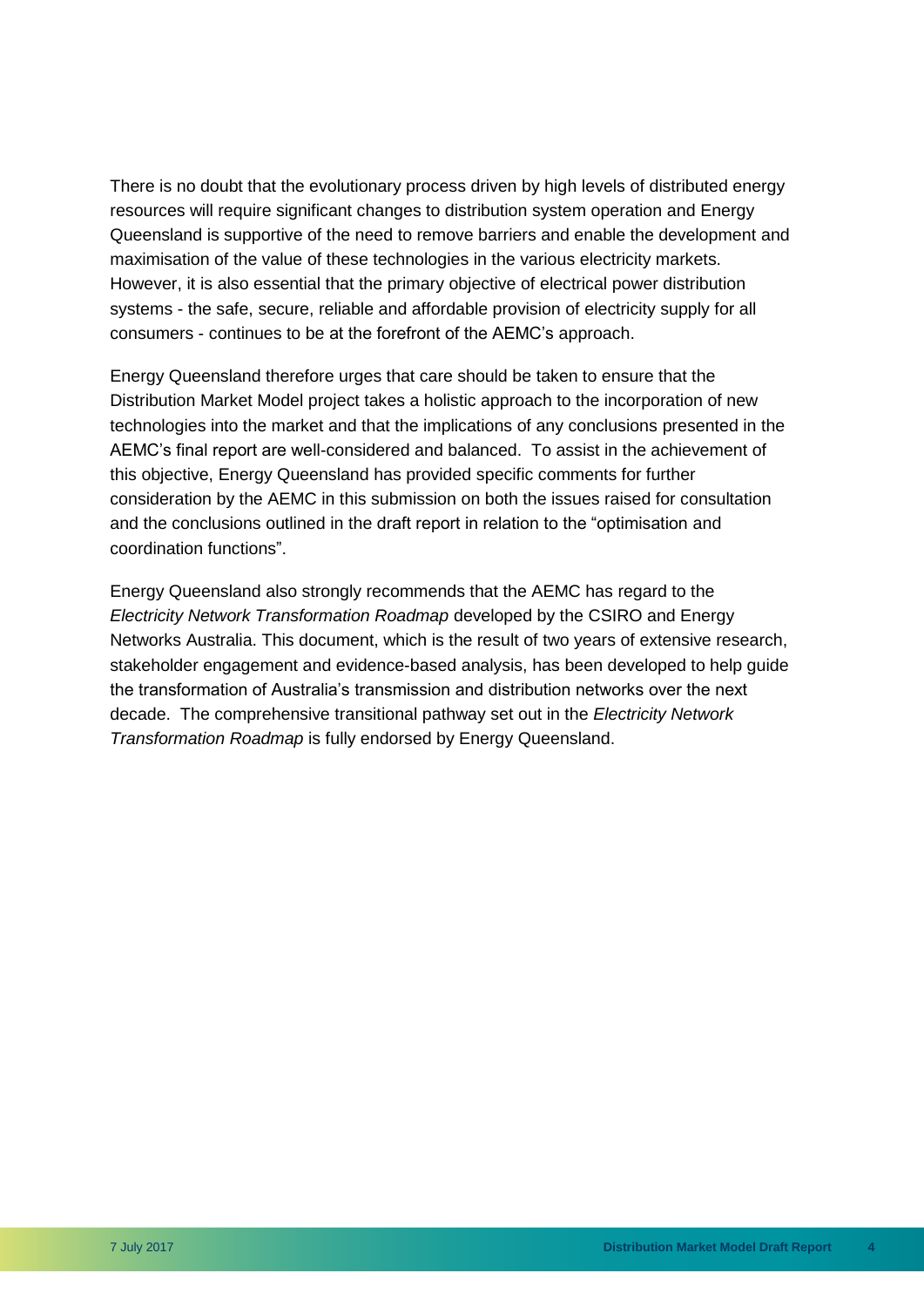There is no doubt that the evolutionary process driven by high levels of distributed energy resources will require significant changes to distribution system operation and Energy Queensland is supportive of the need to remove barriers and enable the development and maximisation of the value of these technologies in the various electricity markets. However, it is also essential that the primary objective of electrical power distribution systems - the safe, secure, reliable and affordable provision of electricity supply for all consumers - continues to be at the forefront of the AEMC's approach.

Energy Queensland therefore urges that care should be taken to ensure that the Distribution Market Model project takes a holistic approach to the incorporation of new technologies into the market and that the implications of any conclusions presented in the AEMC's final report are well-considered and balanced. To assist in the achievement of this objective, Energy Queensland has provided specific comments for further consideration by the AEMC in this submission on both the issues raised for consultation and the conclusions outlined in the draft report in relation to the "optimisation and coordination functions".

Energy Queensland also strongly recommends that the AEMC has regard to the *Electricity Network Transformation Roadmap* developed by the CSIRO and Energy Networks Australia. This document, which is the result of two years of extensive research, stakeholder engagement and evidence-based analysis, has been developed to help guide the transformation of Australia's transmission and distribution networks over the next decade. The comprehensive transitional pathway set out in the *Electricity Network Transformation Roadmap* is fully endorsed by Energy Queensland.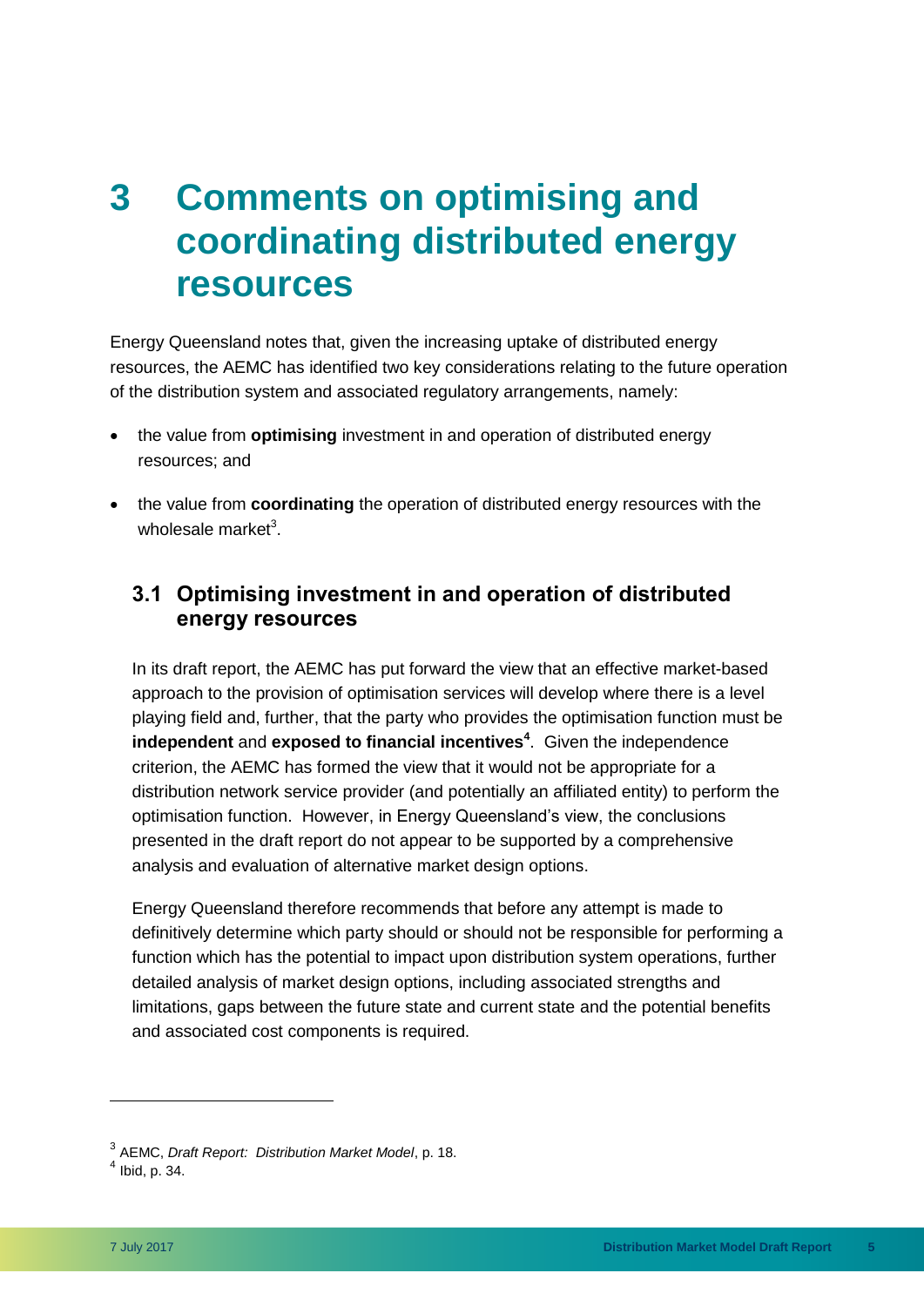# 3 Comments on optimising and coordinating distributed energy resources

Energy Queensland notes that, given the increasing uptake of distributed energy resources, the AEMC has identified two key considerations relating to the future operation of the distribution system and associated regulatory arrangements, namely:

- the value from **optimising** investment in and operation of distributed energy resources; and
- the value from **coordinating** the operation of distributed energy resources with the wholesale market[3].

## 3.1 Optimising investment in and operation of distributed energy resources

In its draft report, the AEMC has put forward the view that an effective market-based approach to the provision of optimisation services will develop where there is a level playing field and, further, that the party who provides the optimisation function must be **independent** and **exposed to financial incentives**[4]. Given the independence criterion, the AEMC has formed the view that it would not be appropriate for a distribution network service provider (and potentially an affiliated entity) to perform the optimisation function. However, in Energy Queensland's view, the conclusions presented in the draft report do not appear to be supported by a comprehensive analysis and evaluation of alternative market design options.

Energy Queensland therefore recommends that before any attempt is made to definitively determine which party should or should not be responsible for performing a function which has the potential to impact upon distribution system operations, further detailed analysis of market design options, including associated strengths and limitations, gaps between the future state and current state and the potential benefits and associated cost components is required.

---

[3] AEMC, *Draft Report: Distribution Market Model*, p. 18.

[4] Ibid, p. 34.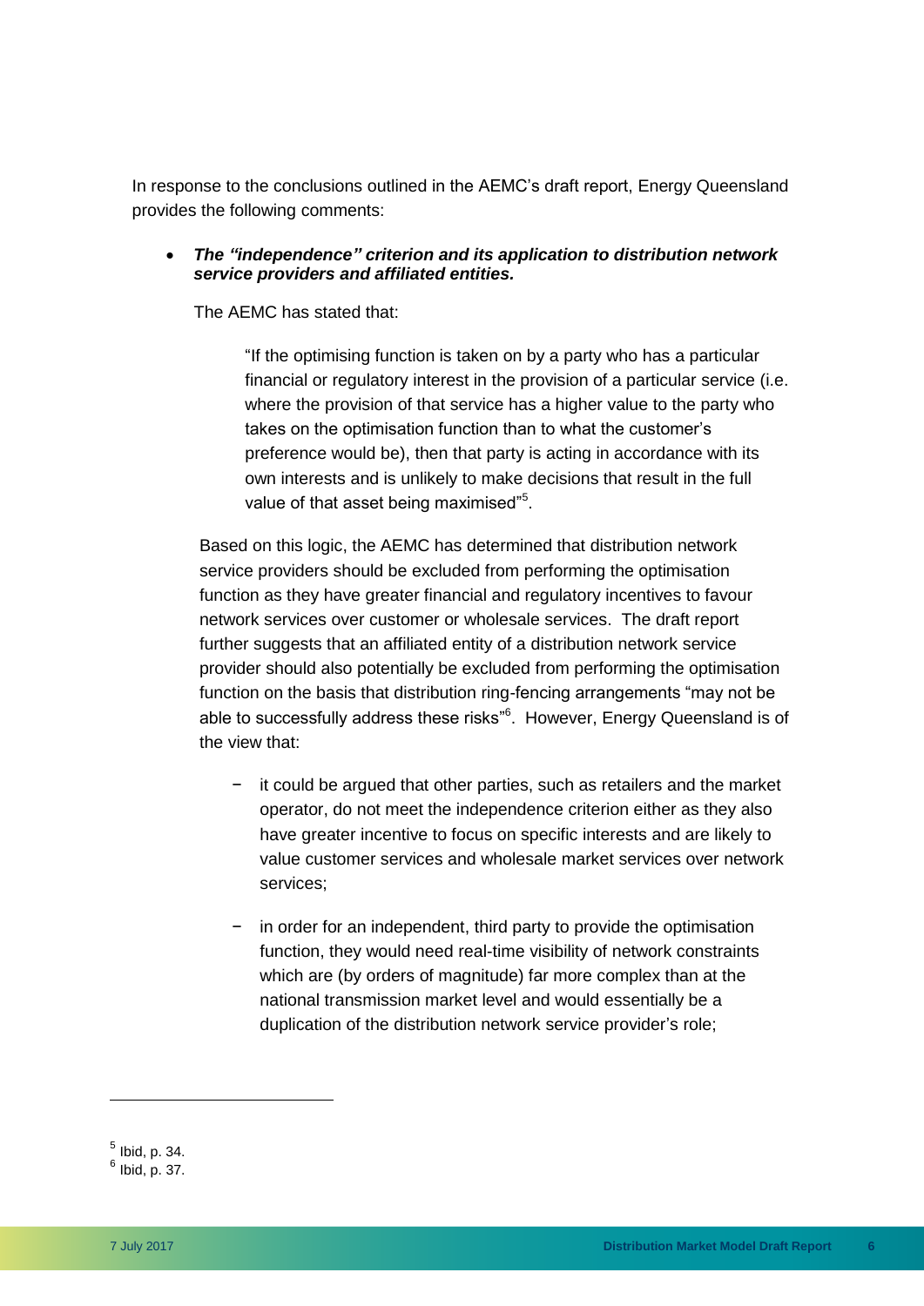In response to the conclusions outlined in the AEMC's draft report, Energy Queensland provides the following comments:

- ***The "independence" criterion and its application to distribution network service providers and affiliated entities.***

  The AEMC has stated that:

  > "If the optimising function is taken on by a party who has a particular financial or regulatory interest in the provision of a particular service (i.e. where the provision of that service has a higher value to the party who takes on the optimisation function than to what the customer's preference would be), then that party is acting in accordance with its own interests and is unlikely to make decisions that result in the full value of that asset being maximised"[5].

  Based on this logic, the AEMC has determined that distribution network service providers should be excluded from performing the optimisation function as they have greater financial and regulatory incentives to favour network services over customer or wholesale services. The draft report further suggests that an affiliated entity of a distribution network service provider should also potentially be excluded from performing the optimisation function on the basis that distribution ring-fencing arrangements "may not be able to successfully address these risks"[6]. However, Energy Queensland is of the view that:

  - it could be argued that other parties, such as retailers and the market operator, do not meet the independence criterion either as they also have greater incentive to focus on specific interests and are likely to value customer services and wholesale market services over network services;
  - in order for an independent, third party to provide the optimisation function, they would need real-time visibility of network constraints which are (by orders of magnitude) far more complex than at the national transmission market level and would essentially be a duplication of the distribution network service provider's role;

---

[5] Ibid, p. 34.
[6] Ibid, p. 37.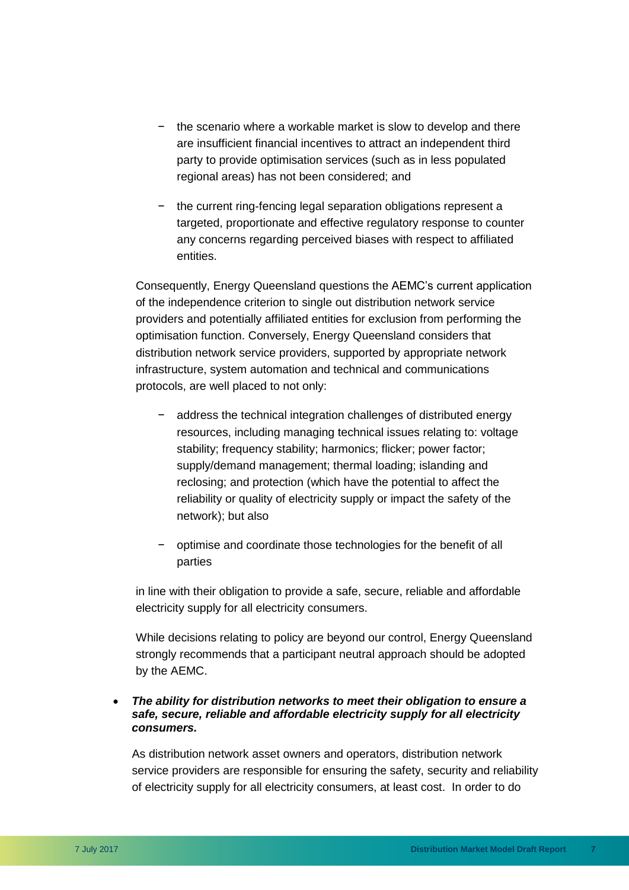- the scenario where a workable market is slow to develop and there are insufficient financial incentives to attract an independent third party to provide optimisation services (such as in less populated regional areas) has not been considered; and

  - the current ring-fencing legal separation obligations represent a targeted, proportionate and effective regulatory response to counter any concerns regarding perceived biases with respect to affiliated entities.

  Consequently, Energy Queensland questions the AEMC's current application of the independence criterion to single out distribution network service providers and potentially affiliated entities for exclusion from performing the optimisation function. Conversely, Energy Queensland considers that distribution network service providers, supported by appropriate network infrastructure, system automation and technical and communications protocols, are well placed to not only:

  - address the technical integration challenges of distributed energy resources, including managing technical issues relating to: voltage stability; frequency stability; harmonics; flicker; power factor; supply/demand management; thermal loading; islanding and reclosing; and protection (which have the potential to affect the reliability or quality of electricity supply or impact the safety of the network); but also

  - optimise and coordinate those technologies for the benefit of all parties

  in line with their obligation to provide a safe, secure, reliable and affordable electricity supply for all electricity consumers.

  While decisions relating to policy are beyond our control, Energy Queensland strongly recommends that a participant neutral approach should be adopted by the AEMC.

- ***The ability for distribution networks to meet their obligation to ensure a safe, secure, reliable and affordable electricity supply for all electricity consumers.***

  As distribution network asset owners and operators, distribution network service providers are responsible for ensuring the safety, security and reliability of electricity supply for all electricity consumers, at least cost. In order to do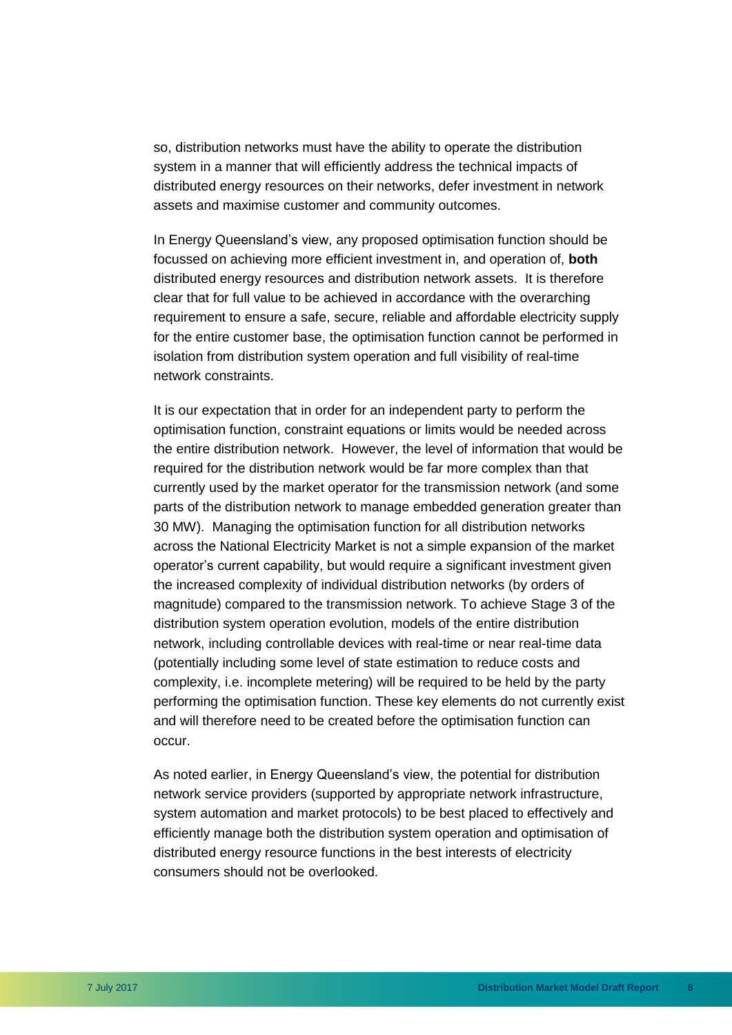so, distribution networks must have the ability to operate the distribution system in a manner that will efficiently address the technical impacts of distributed energy resources on their networks, defer investment in network assets and maximise customer and community outcomes.

In Energy Queensland's view, any proposed optimisation function should be focussed on achieving more efficient investment in, and operation of, **both** distributed energy resources and distribution network assets. It is therefore clear that for full value to be achieved in accordance with the overarching requirement to ensure a safe, secure, reliable and affordable electricity supply for the entire customer base, the optimisation function cannot be performed in isolation from distribution system operation and full visibility of real-time network constraints.

It is our expectation that in order for an independent party to perform the optimisation function, constraint equations or limits would be needed across the entire distribution network. However, the level of information that would be required for the distribution network would be far more complex than that currently used by the market operator for the transmission network (and some parts of the distribution network to manage embedded generation greater than 30 MW). Managing the optimisation function for all distribution networks across the National Electricity Market is not a simple expansion of the market operator's current capability, but would require a significant investment given the increased complexity of individual distribution networks (by orders of magnitude) compared to the transmission network. To achieve Stage 3 of the distribution system operation evolution, models of the entire distribution network, including controllable devices with real-time or near real-time data (potentially including some level of state estimation to reduce costs and complexity, i.e. incomplete metering) will be required to be held by the party performing the optimisation function. These key elements do not currently exist and will therefore need to be created before the optimisation function can occur.

As noted earlier, in Energy Queensland's view, the potential for distribution network service providers (supported by appropriate network infrastructure, system automation and market protocols) to be best placed to effectively and efficiently manage both the distribution system operation and optimisation of distributed energy resource functions in the best interests of electricity consumers should not be overlooked.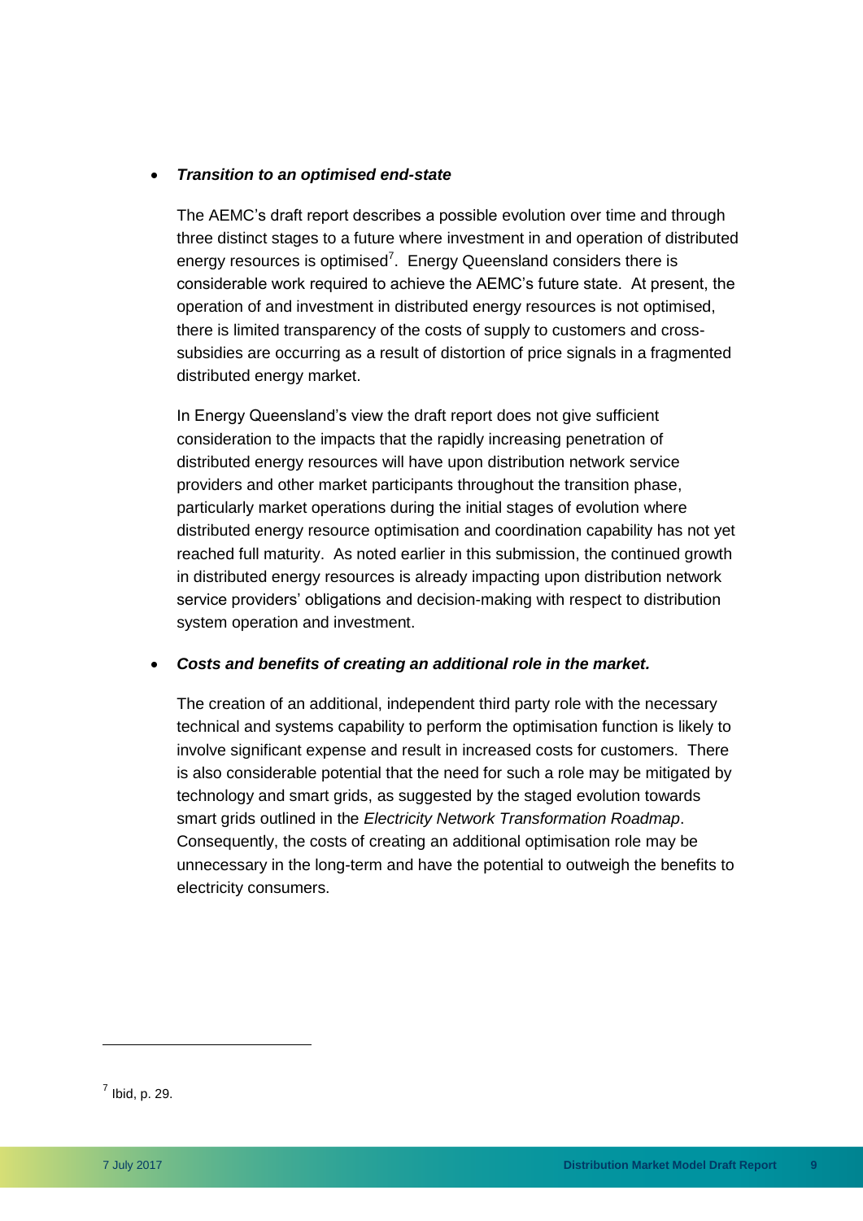- ***Transition to an optimised end-state***

  The AEMC's draft report describes a possible evolution over time and through three distinct stages to a future where investment in and operation of distributed energy resources is optimised[7]. Energy Queensland considers there is considerable work required to achieve the AEMC's future state. At present, the operation of and investment in distributed energy resources is not optimised, there is limited transparency of the costs of supply to customers and cross-subsidies are occurring as a result of distortion of price signals in a fragmented distributed energy market.

  In Energy Queensland's view the draft report does not give sufficient consideration to the impacts that the rapidly increasing penetration of distributed energy resources will have upon distribution network service providers and other market participants throughout the transition phase, particularly market operations during the initial stages of evolution where distributed energy resource optimisation and coordination capability has not yet reached full maturity. As noted earlier in this submission, the continued growth in distributed energy resources is already impacting upon distribution network service providers' obligations and decision-making with respect to distribution system operation and investment.

- ***Costs and benefits of creating an additional role in the market.***

  The creation of an additional, independent third party role with the necessary technical and systems capability to perform the optimisation function is likely to involve significant expense and result in increased costs for customers. There is also considerable potential that the need for such a role may be mitigated by technology and smart grids, as suggested by the staged evolution towards smart grids outlined in the *Electricity Network Transformation Roadmap*. Consequently, the costs of creating an additional optimisation role may be unnecessary in the long-term and have the potential to outweigh the benefits to electricity consumers.

[7] Ibid, p. 29.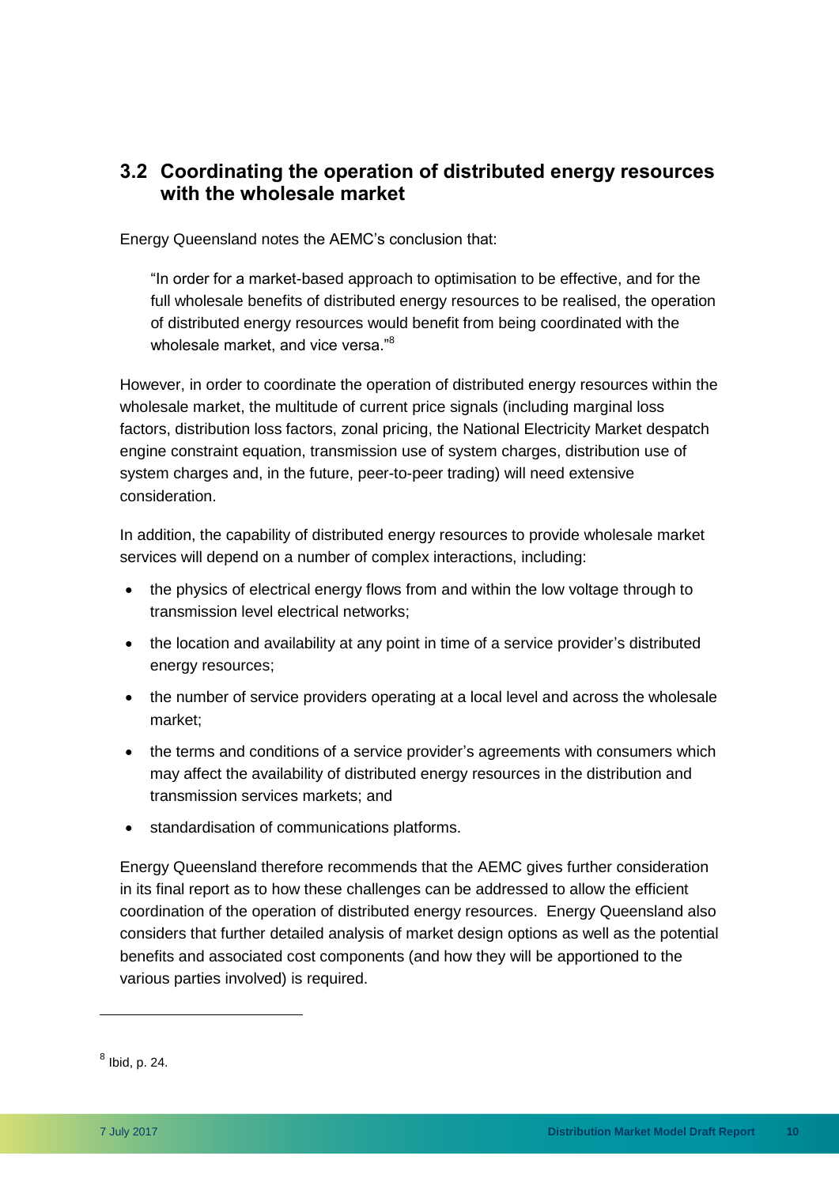## 3.2 Coordinating the operation of distributed energy resources with the wholesale market

Energy Queensland notes the AEMC's conclusion that:

> "In order for a market-based approach to optimisation to be effective, and for the full wholesale benefits of distributed energy resources to be realised, the operation of distributed energy resources would benefit from being coordinated with the wholesale market, and vice versa."[8]

However, in order to coordinate the operation of distributed energy resources within the wholesale market, the multitude of current price signals (including marginal loss factors, distribution loss factors, zonal pricing, the National Electricity Market despatch engine constraint equation, transmission use of system charges, distribution use of system charges and, in the future, peer-to-peer trading) will need extensive consideration.

In addition, the capability of distributed energy resources to provide wholesale market services will depend on a number of complex interactions, including:

- the physics of electrical energy flows from and within the low voltage through to transmission level electrical networks;
- the location and availability at any point in time of a service provider's distributed energy resources;
- the number of service providers operating at a local level and across the wholesale market;
- the terms and conditions of a service provider's agreements with consumers which may affect the availability of distributed energy resources in the distribution and transmission services markets; and
- standardisation of communications platforms.

Energy Queensland therefore recommends that the AEMC gives further consideration in its final report as to how these challenges can be addressed to allow the efficient coordination of the operation of distributed energy resources. Energy Queensland also considers that further detailed analysis of market design options as well as the potential benefits and associated cost components (and how they will be apportioned to the various parties involved) is required.

---

[8] Ibid, p. 24.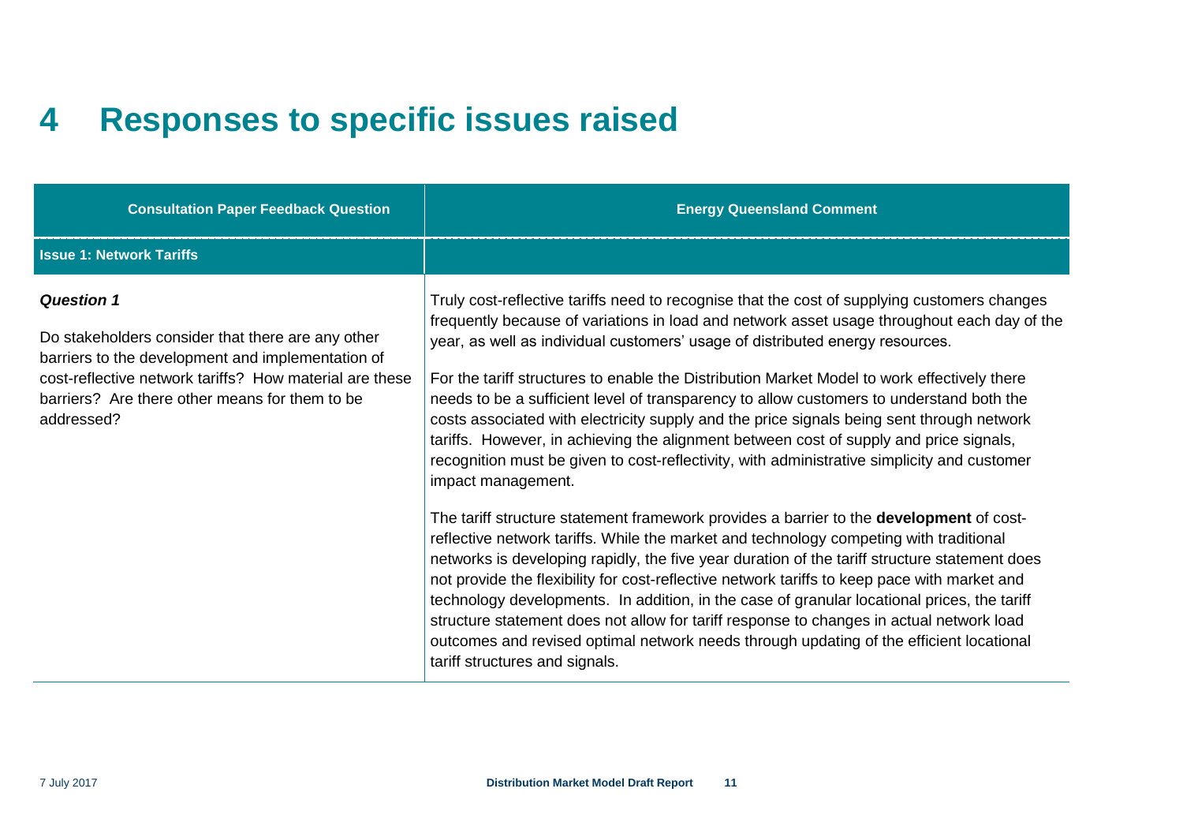# 4 Responses to specific issues raised

| Consultation Paper Feedback Question | Energy Queensland Comment |
|---|---|
| **Issue 1: Network Tariffs** | |
| ***Question 1***<br><br>Do stakeholders consider that there are any other barriers to the development and implementation of cost-reflective network tariffs? How material are these barriers? Are there other means for them to be addressed? | Truly cost-reflective tariffs need to recognise that the cost of supplying customers changes frequently because of variations in load and network asset usage throughout each day of the year, as well as individual customers' usage of distributed energy resources.<br><br>For the tariff structures to enable the Distribution Market Model to work effectively there needs to be a sufficient level of transparency to allow customers to understand both the costs associated with electricity supply and the price signals being sent through network tariffs. However, in achieving the alignment between cost of supply and price signals, recognition must be given to cost-reflectivity, with administrative simplicity and customer impact management.<br><br>The tariff structure statement framework provides a barrier to the **development** of cost-reflective network tariffs. While the market and technology competing with traditional networks is developing rapidly, the five year duration of the tariff structure statement does not provide the flexibility for cost-reflective network tariffs to keep pace with market and technology developments. In addition, in the case of granular locational prices, the tariff structure statement does not allow for tariff response to changes in actual network load outcomes and revised optimal network needs through updating of the efficient locational tariff structures and signals. |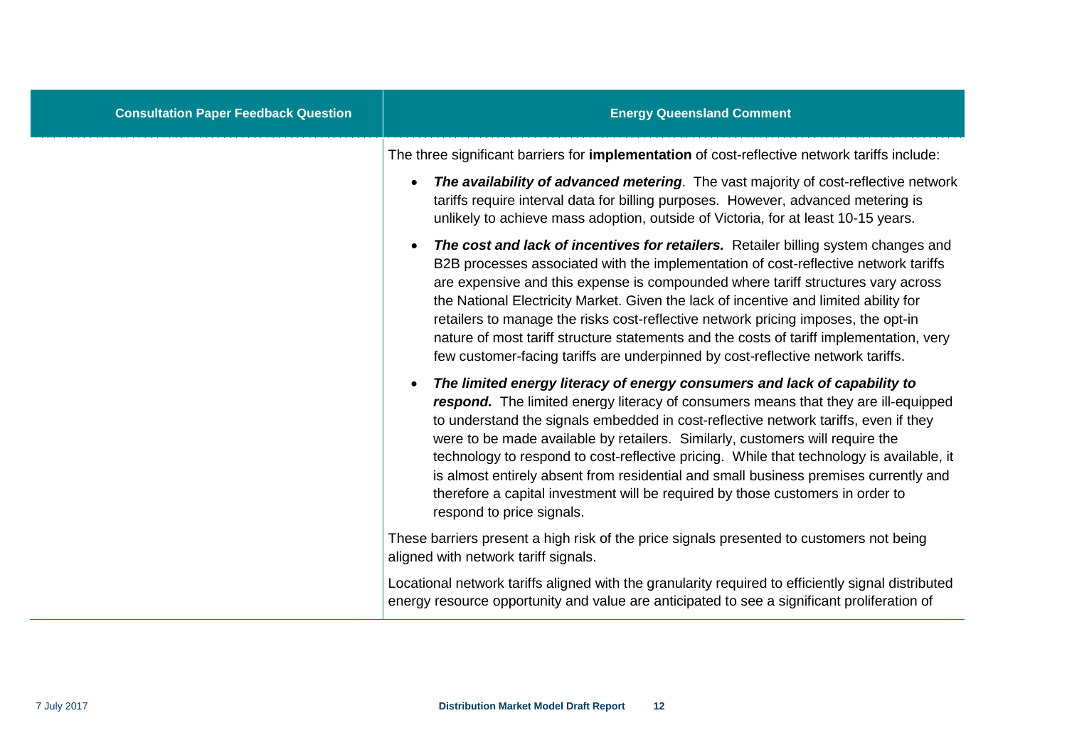| Consultation Paper Feedback Question | Energy Queensland Comment |
|---|---|
| | The three significant barriers for **implementation** of cost-reflective network tariffs include:<br><br>• ***The availability of advanced metering***. The vast majority of cost-reflective network tariffs require interval data for billing purposes. However, advanced metering is unlikely to achieve mass adoption, outside of Victoria, for at least 10-15 years.<br><br>• ***The cost and lack of incentives for retailers.*** Retailer billing system changes and B2B processes associated with the implementation of cost-reflective network tariffs are expensive and this expense is compounded where tariff structures vary across the National Electricity Market. Given the lack of incentive and limited ability for retailers to manage the risks cost-reflective network pricing imposes, the opt-in nature of most tariff structure statements and the costs of tariff implementation, very few customer-facing tariffs are underpinned by cost-reflective network tariffs.<br><br>• ***The limited energy literacy of energy consumers and lack of capability to respond.*** The limited energy literacy of consumers means that they are ill-equipped to understand the signals embedded in cost-reflective network tariffs, even if they were to be made available by retailers. Similarly, customers will require the technology to respond to cost-reflective pricing. While that technology is available, it is almost entirely absent from residential and small business premises currently and therefore a capital investment will be required by those customers in order to respond to price signals.<br><br>These barriers present a high risk of the price signals presented to customers not being aligned with network tariff signals.<br><br>Locational network tariffs aligned with the granularity required to efficiently signal distributed energy resource opportunity and value are anticipated to see a significant proliferation of |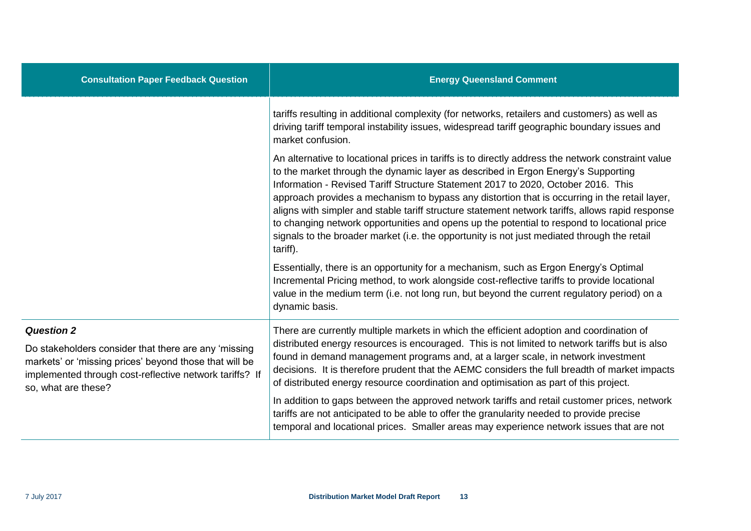| Consultation Paper Feedback Question | Energy Queensland Comment |
| --- | --- |
| | tariffs resulting in additional complexity (for networks, retailers and customers) as well as driving tariff temporal instability issues, widespread tariff geographic boundary issues and market confusion.<br><br>An alternative to locational prices in tariffs is to directly address the network constraint value to the market through the dynamic layer as described in Ergon Energy's Supporting Information - Revised Tariff Structure Statement 2017 to 2020, October 2016. This approach provides a mechanism to bypass any distortion that is occurring in the retail layer, aligns with simpler and stable tariff structure statement network tariffs, allows rapid response to changing network opportunities and opens up the potential to respond to locational price signals to the broader market (i.e. the opportunity is not just mediated through the retail tariff).<br><br>Essentially, there is an opportunity for a mechanism, such as Ergon Energy's Optimal Incremental Pricing method, to work alongside cost-reflective tariffs to provide locational value in the medium term (i.e. not long run, but beyond the current regulatory period) on a dynamic basis. |
| ***Question 2***<br><br>Do stakeholders consider that there are any 'missing markets' or 'missing prices' beyond those that will be implemented through cost-reflective network tariffs? If so, what are these? | There are currently multiple markets in which the efficient adoption and coordination of distributed energy resources is encouraged. This is not limited to network tariffs but is also found in demand management programs and, at a larger scale, in network investment decisions. It is therefore prudent that the AEMC considers the full breadth of market impacts of distributed energy resource coordination and optimisation as part of this project.<br><br>In addition to gaps between the approved network tariffs and retail customer prices, network tariffs are not anticipated to be able to offer the granularity needed to provide precise temporal and locational prices. Smaller areas may experience network issues that are not |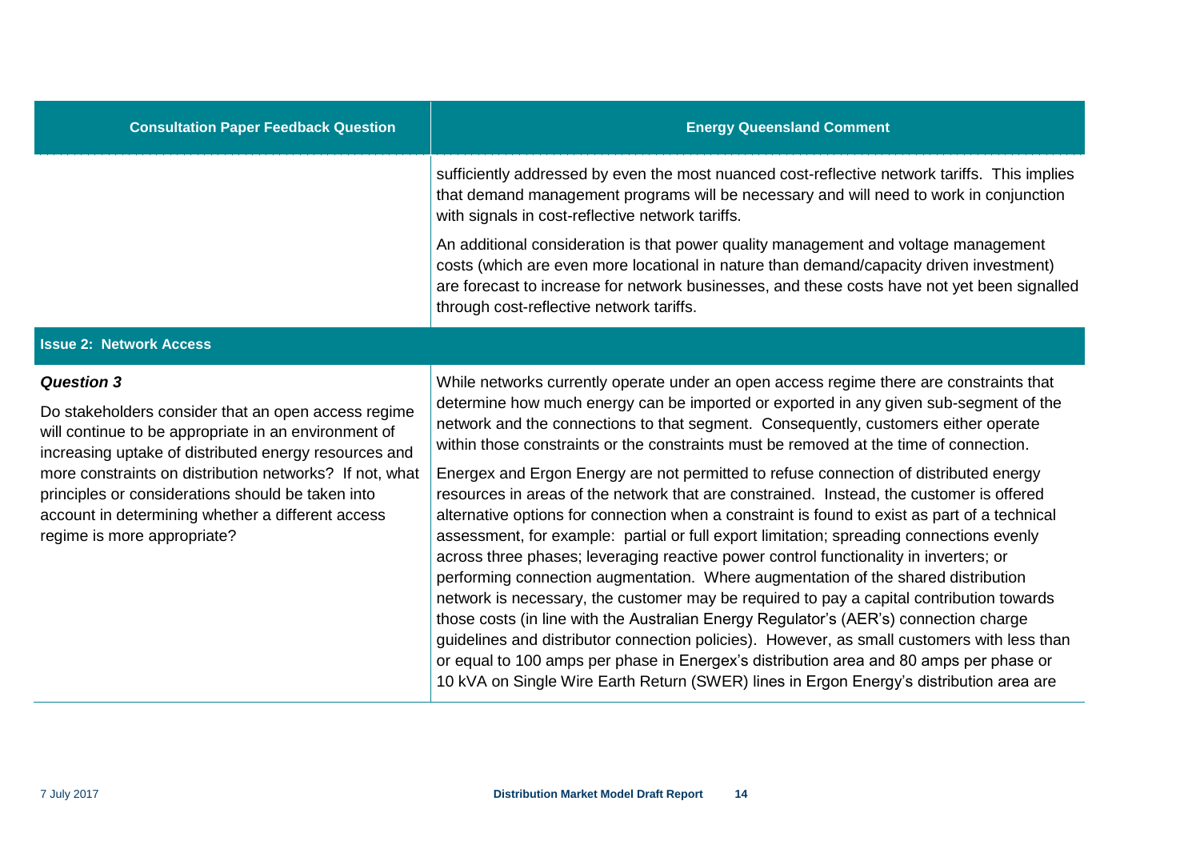| Consultation Paper Feedback Question | Energy Queensland Comment |
| --- | --- |
| | sufficiently addressed by even the most nuanced cost-reflective network tariffs. This implies that demand management programs will be necessary and will need to work in conjunction with signals in cost-reflective network tariffs.<br><br>An additional consideration is that power quality management and voltage management costs (which are even more locational in nature than demand/capacity driven investment) are forecast to increase for network businesses, and these costs have not yet been signalled through cost-reflective network tariffs. |
| **Issue 2: Network Access** | |
| ***Question 3***<br><br>Do stakeholders consider that an open access regime will continue to be appropriate in an environment of increasing uptake of distributed energy resources and more constraints on distribution networks? If not, what principles or considerations should be taken into account in determining whether a different access regime is more appropriate? | While networks currently operate under an open access regime there are constraints that determine how much energy can be imported or exported in any given sub-segment of the network and the connections to that segment. Consequently, customers either operate within those constraints or the constraints must be removed at the time of connection.<br><br>Energex and Ergon Energy are not permitted to refuse connection of distributed energy resources in areas of the network that are constrained. Instead, the customer is offered alternative options for connection when a constraint is found to exist as part of a technical assessment, for example: partial or full export limitation; spreading connections evenly across three phases; leveraging reactive power control functionality in inverters; or performing connection augmentation. Where augmentation of the shared distribution network is necessary, the customer may be required to pay a capital contribution towards those costs (in line with the Australian Energy Regulator's (AER's) connection charge guidelines and distributor connection policies). However, as small customers with less than or equal to 100 amps per phase in Energex's distribution area and 80 amps per phase or 10 kVA on Single Wire Earth Return (SWER) lines in Ergon Energy's distribution area are |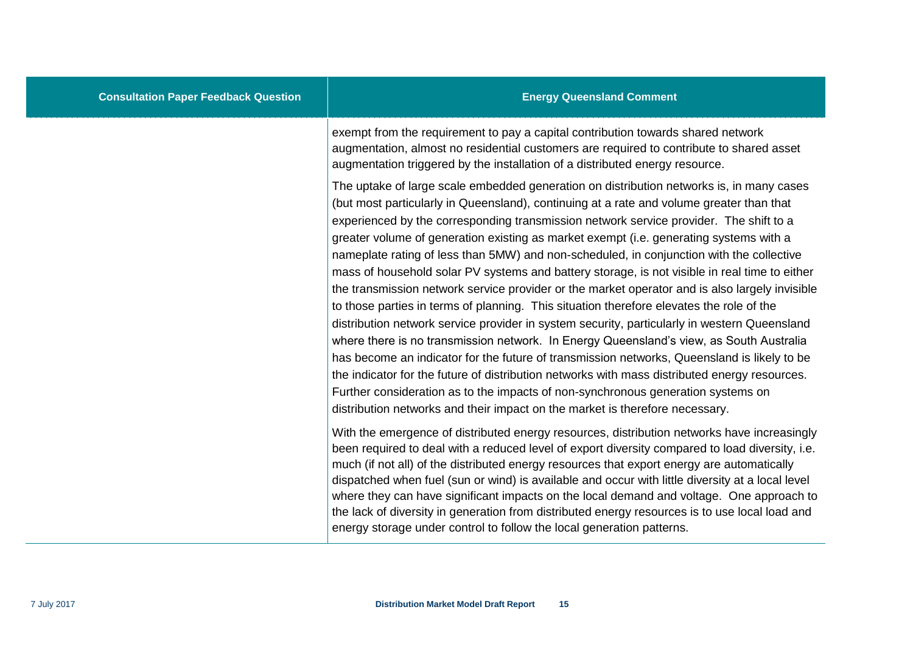| Consultation Paper Feedback Question | Energy Queensland Comment |
| --- | --- |
| | exempt from the requirement to pay a capital contribution towards shared network augmentation, almost no residential customers are required to contribute to shared asset augmentation triggered by the installation of a distributed energy resource.<br><br>The uptake of large scale embedded generation on distribution networks is, in many cases (but most particularly in Queensland), continuing at a rate and volume greater than that experienced by the corresponding transmission network service provider. The shift to a greater volume of generation existing as market exempt (i.e. generating systems with a nameplate rating of less than 5MW) and non-scheduled, in conjunction with the collective mass of household solar PV systems and battery storage, is not visible in real time to either the transmission network service provider or the market operator and is also largely invisible to those parties in terms of planning. This situation therefore elevates the role of the distribution network service provider in system security, particularly in western Queensland where there is no transmission network. In Energy Queensland's view, as South Australia has become an indicator for the future of transmission networks, Queensland is likely to be the indicator for the future of distribution networks with mass distributed energy resources. Further consideration as to the impacts of non-synchronous generation systems on distribution networks and their impact on the market is therefore necessary.<br><br>With the emergence of distributed energy resources, distribution networks have increasingly been required to deal with a reduced level of export diversity compared to load diversity, i.e. much (if not all) of the distributed energy resources that export energy are automatically dispatched when fuel (sun or wind) is available and occur with little diversity at a local level where they can have significant impacts on the local demand and voltage. One approach to the lack of diversity in generation from distributed energy resources is to use local load and energy storage under control to follow the local generation patterns. |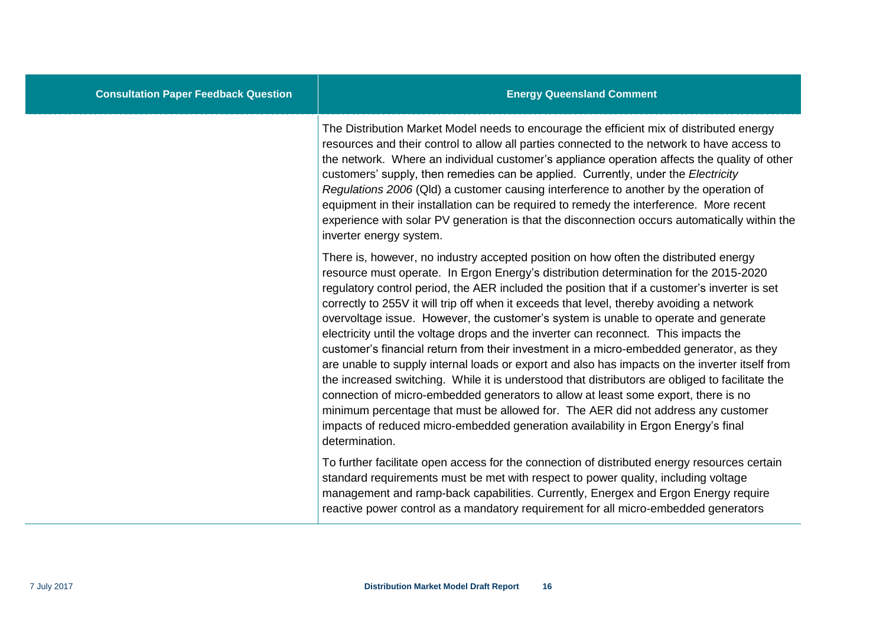| Consultation Paper Feedback Question | Energy Queensland Comment |
| --- | --- |
| | The Distribution Market Model needs to encourage the efficient mix of distributed energy resources and their control to allow all parties connected to the network to have access to the network. Where an individual customer's appliance operation affects the quality of other customers' supply, then remedies can be applied. Currently, under the *Electricity Regulations 2006* (Qld) a customer causing interference to another by the operation of equipment in their installation can be required to remedy the interference. More recent experience with solar PV generation is that the disconnection occurs automatically within the inverter energy system.<br><br>There is, however, no industry accepted position on how often the distributed energy resource must operate. In Ergon Energy's distribution determination for the 2015-2020 regulatory control period, the AER included the position that if a customer's inverter is set correctly to 255V it will trip off when it exceeds that level, thereby avoiding a network overvoltage issue. However, the customer's system is unable to operate and generate electricity until the voltage drops and the inverter can reconnect. This impacts the customer's financial return from their investment in a micro-embedded generator, as they are unable to supply internal loads or export and also has impacts on the inverter itself from the increased switching. While it is understood that distributors are obliged to facilitate the connection of micro-embedded generators to allow at least some export, there is no minimum percentage that must be allowed for. The AER did not address any customer impacts of reduced micro-embedded generation availability in Ergon Energy's final determination.<br><br>To further facilitate open access for the connection of distributed energy resources certain standard requirements must be met with respect to power quality, including voltage management and ramp-back capabilities. Currently, Energex and Ergon Energy require reactive power control as a mandatory requirement for all micro-embedded generators |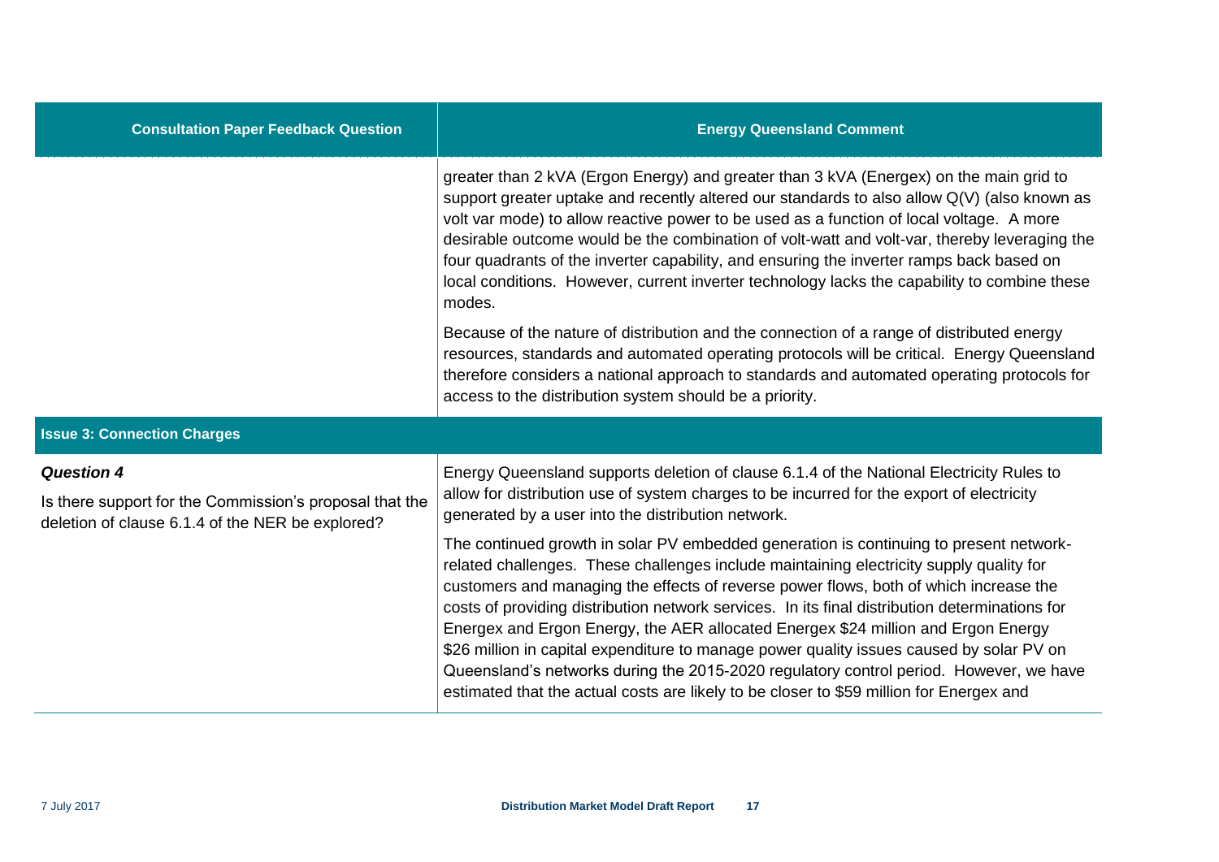| Consultation Paper Feedback Question | Energy Queensland Comment |
| --- | --- |
| | greater than 2 kVA (Ergon Energy) and greater than 3 kVA (Energex) on the main grid to support greater uptake and recently altered our standards to also allow Q(V) (also known as volt var mode) to allow reactive power to be used as a function of local voltage. A more desirable outcome would be the combination of volt-watt and volt-var, thereby leveraging the four quadrants of the inverter capability, and ensuring the inverter ramps back based on local conditions. However, current inverter technology lacks the capability to combine these modes.<br><br>Because of the nature of distribution and the connection of a range of distributed energy resources, standards and automated operating protocols will be critical. Energy Queensland therefore considers a national approach to standards and automated operating protocols for access to the distribution system should be a priority. |
| **Issue 3: Connection Charges** | |
| ***Question 4***<br><br>Is there support for the Commission's proposal that the deletion of clause 6.1.4 of the NER be explored? | Energy Queensland supports deletion of clause 6.1.4 of the National Electricity Rules to allow for distribution use of system charges to be incurred for the export of electricity generated by a user into the distribution network.<br><br>The continued growth in solar PV embedded generation is continuing to present network-related challenges. These challenges include maintaining electricity supply quality for customers and managing the effects of reverse power flows, both of which increase the costs of providing distribution network services. In its final distribution determinations for Energex and Ergon Energy, the AER allocated Energex $24 million and Ergon Energy $26 million in capital expenditure to manage power quality issues caused by solar PV on Queensland's networks during the 2015-2020 regulatory control period. However, we have estimated that the actual costs are likely to be closer to $59 million for Energex and |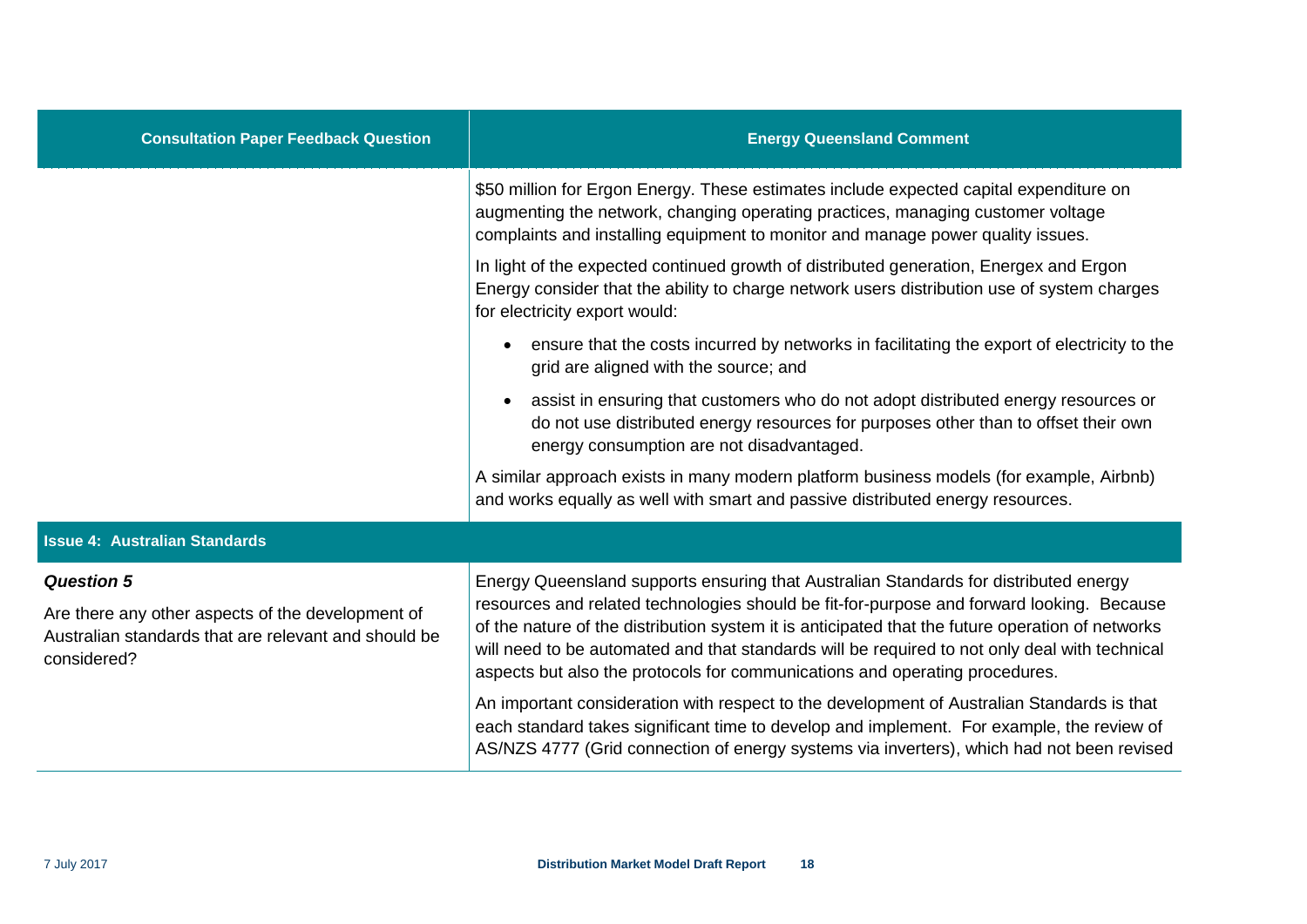| Consultation Paper Feedback Question | Energy Queensland Comment |
| --- | --- |
| | \$50 million for Ergon Energy. These estimates include expected capital expenditure on augmenting the network, changing operating practices, managing customer voltage complaints and installing equipment to monitor and manage power quality issues.<br><br>In light of the expected continued growth of distributed generation, Energex and Ergon Energy consider that the ability to charge network users distribution use of system charges for electricity export would:<br><br>• ensure that the costs incurred by networks in facilitating the export of electricity to the grid are aligned with the source; and<br><br>• assist in ensuring that customers who do not adopt distributed energy resources or do not use distributed energy resources for purposes other than to offset their own energy consumption are not disadvantaged.<br><br>A similar approach exists in many modern platform business models (for example, Airbnb) and works equally as well with smart and passive distributed energy resources. |
| **Issue 4: Australian Standards** | |
| ***Question 5***<br><br>Are there any other aspects of the development of Australian standards that are relevant and should be considered? | Energy Queensland supports ensuring that Australian Standards for distributed energy resources and related technologies should be fit-for-purpose and forward looking. Because of the nature of the distribution system it is anticipated that the future operation of networks will need to be automated and that standards will be required to not only deal with technical aspects but also the protocols for communications and operating procedures.<br><br>An important consideration with respect to the development of Australian Standards is that each standard takes significant time to develop and implement. For example, the review of AS/NZS 4777 (Grid connection of energy systems via inverters), which had not been revised |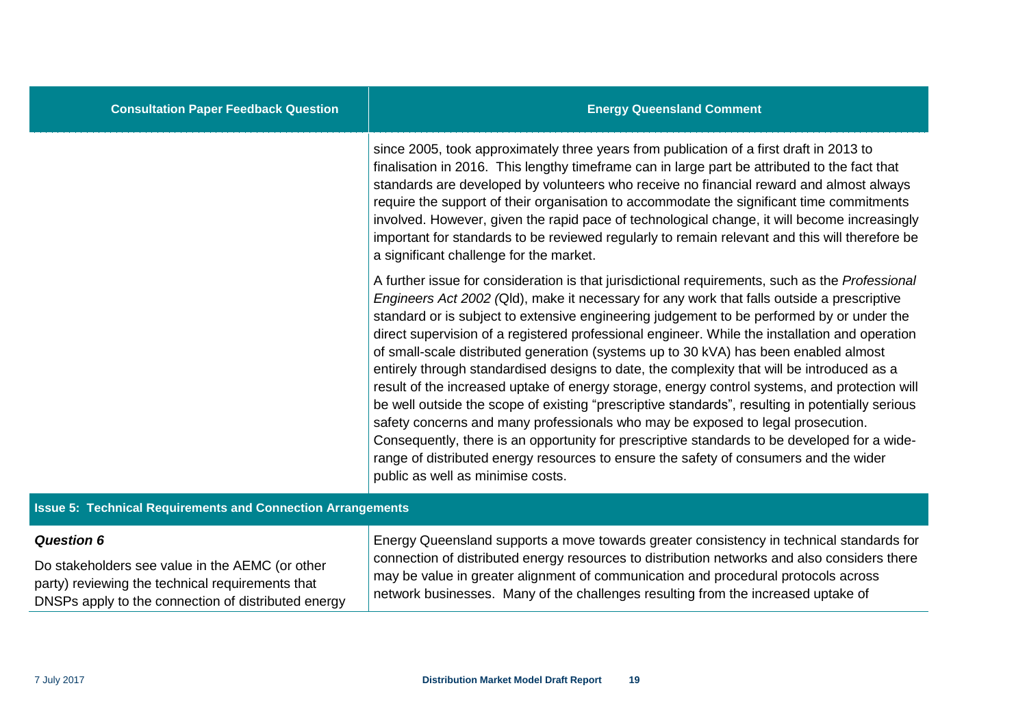| Consultation Paper Feedback Question | Energy Queensland Comment |
| --- | --- |
| | since 2005, took approximately three years from publication of a first draft in 2013 to finalisation in 2016. This lengthy timeframe can in large part be attributed to the fact that standards are developed by volunteers who receive no financial reward and almost always require the support of their organisation to accommodate the significant time commitments involved. However, given the rapid pace of technological change, it will become increasingly important for standards to be reviewed regularly to remain relevant and this will therefore be a significant challenge for the market.<br><br>A further issue for consideration is that jurisdictional requirements, such as the *Professional Engineers Act 2002 (*Qld), make it necessary for any work that falls outside a prescriptive standard or is subject to extensive engineering judgement to be performed by or under the direct supervision of a registered professional engineer. While the installation and operation of small-scale distributed generation (systems up to 30 kVA) has been enabled almost entirely through standardised designs to date, the complexity that will be introduced as a result of the increased uptake of energy storage, energy control systems, and protection will be well outside the scope of existing "prescriptive standards", resulting in potentially serious safety concerns and many professionals who may be exposed to legal prosecution. Consequently, there is an opportunity for prescriptive standards to be developed for a wide-range of distributed energy resources to ensure the safety of consumers and the wider public as well as minimise costs. |
| **Issue 5: Technical Requirements and Connection Arrangements** | |
| ***Question 6***<br><br>Do stakeholders see value in the AEMC (or other party) reviewing the technical requirements that DNSPs apply to the connection of distributed energy | Energy Queensland supports a move towards greater consistency in technical standards for connection of distributed energy resources to distribution networks and also considers there may be value in greater alignment of communication and procedural protocols across network businesses. Many of the challenges resulting from the increased uptake of |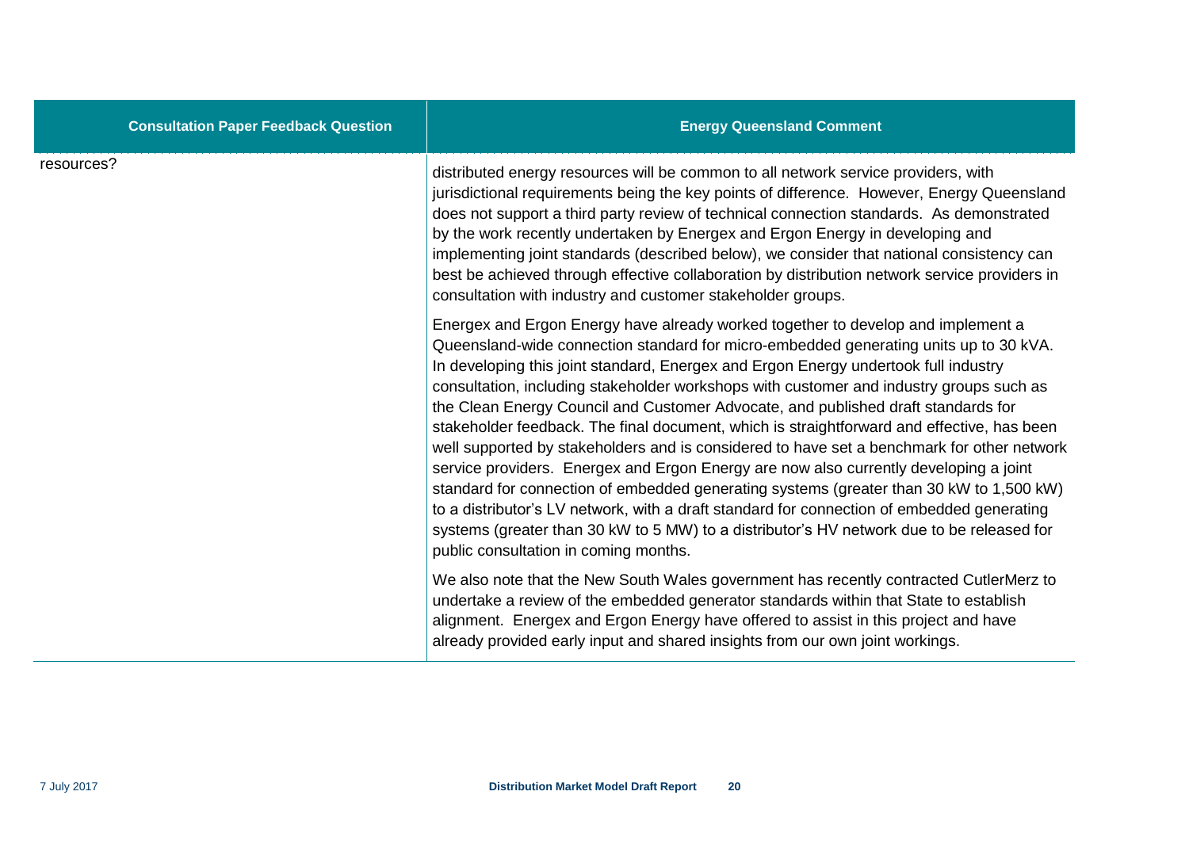| Consultation Paper Feedback Question | Energy Queensland Comment |
| --- | --- |
| resources? | distributed energy resources will be common to all network service providers, with jurisdictional requirements being the key points of difference. However, Energy Queensland does not support a third party review of technical connection standards. As demonstrated by the work recently undertaken by Energex and Ergon Energy in developing and implementing joint standards (described below), we consider that national consistency can best be achieved through effective collaboration by distribution network service providers in consultation with industry and customer stakeholder groups.<br><br>Energex and Ergon Energy have already worked together to develop and implement a Queensland-wide connection standard for micro-embedded generating units up to 30 kVA. In developing this joint standard, Energex and Ergon Energy undertook full industry consultation, including stakeholder workshops with customer and industry groups such as the Clean Energy Council and Customer Advocate, and published draft standards for stakeholder feedback. The final document, which is straightforward and effective, has been well supported by stakeholders and is considered to have set a benchmark for other network service providers. Energex and Ergon Energy are now also currently developing a joint standard for connection of embedded generating systems (greater than 30 kW to 1,500 kW) to a distributor's LV network, with a draft standard for connection of embedded generating systems (greater than 30 kW to 5 MW) to a distributor's HV network due to be released for public consultation in coming months.<br><br>We also note that the New South Wales government has recently contracted CutlerMerz to undertake a review of the embedded generator standards within that State to establish alignment. Energex and Ergon Energy have offered to assist in this project and have already provided early input and shared insights from our own joint workings. |